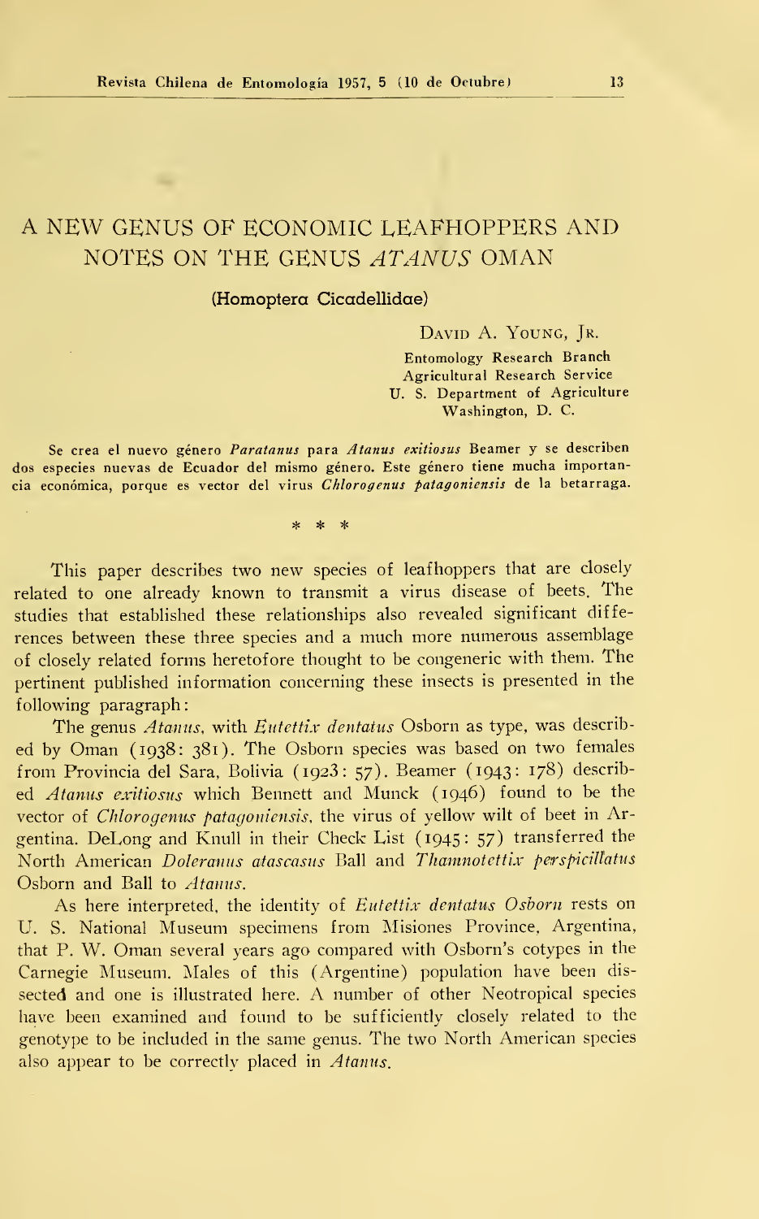# A NEW GENUS OF ECONOMIC LEAFHOPPERS AND NOTES ON THE GENUS *ATANUS* OMAN

**(Homoptera Cicadellidae)**

DAVID A. YOUNG, JR.

Entomology Research Branch
Agricultural Research Service
U. S. Department of Agriculture
Washington, D. C.

Se crea el nuevo género *Paratanus* para *Atanus exitiosus* Beamer y se describen dos especies nuevas de Ecuador del mismo género. Este género tiene mucha importancia económica, porque es vector del virus *Chlorogenus patagoniensis* de la betarraga.

\* \* \*

This paper describes two new species of leafhoppers that are closely related to one already known to transmit a virus disease of beets. The studies that established these relationships also revealed significant differences between these three species and a much more numerous assemblage of closely related forms heretofore thought to be congeneric with them. The pertinent published information concerning these insects is presented in the following paragraph:

The genus *Atanus*, with *Eutettix dentatus* Osborn as type, was described by Oman (1938: 381). The Osborn species was based on two females from Provincia del Sara, Bolivia (1923: 57). Beamer (1943: 178) described *Atanus exitiosus* which Bennett and Munck (1946) found to be the vector of *Chlorogenus patagoniensis*, the virus of yellow wilt of beet in Argentina. DeLong and Knull in their Check List (1945: 57) transferred the North American *Doleranus atascasus* Ball and *Thamnotettix perspicillatus* Osborn and Ball to *Atanus*.

As here interpreted, the identity of *Eutettix dentatus Osborn* rests on U. S. National Museum specimens from Misiones Province, Argentina, that P. W. Oman several years ago compared with Osborn's cotypes in the Carnegie Museum. Males of this (Argentine) population have been dissected and one is illustrated here. A number of other Neotropical species have been examined and found to be sufficiently closely related to the genotype to be included in the same genus. The two North American species also appear to be correctly placed in *Atanus*.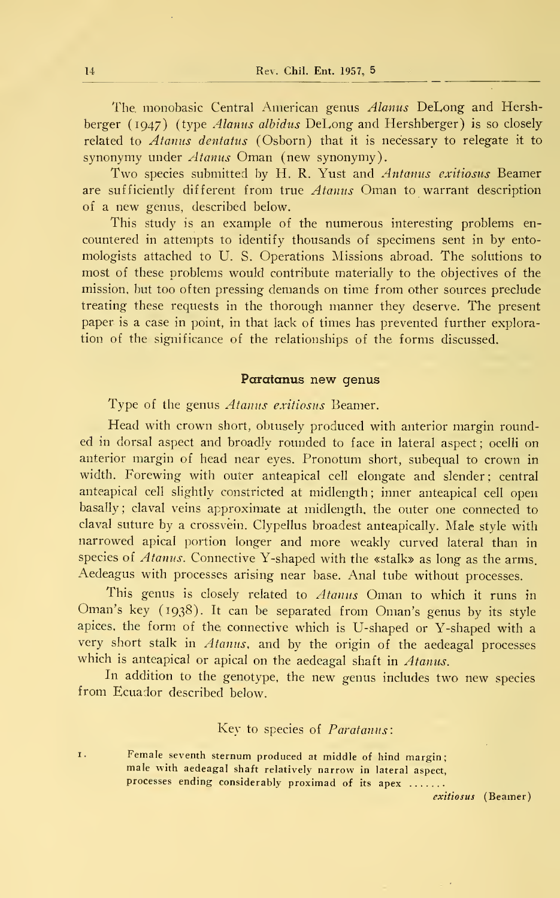The monobasic Central American genus *Alanus* DeLong and Hershberger (1947) (type *Alanus albidus* DeLong and Hershberger) is so closely related to *Atanus dentatus* (Osborn) that it is necessary to relegate it to synonymy under *Atanus* Oman (new synonymy).

Two species submitted by H. R. Yust and *Antanus exitiosus* Beamer are sufficiently different from true *Atanus* Oman to warrant description of a new genus, described below.

This study is an example of the numerous interesting problems encountered in attempts to identify thousands of specimens sent in by entomologists attached to U. S. Operations Missions abroad. The solutions to most of these problems would contribute materially to the objectives of the mission, but too often pressing demands on time from other sources preclude treating these requests in the thorough manner they deserve. The present paper is a case in point, in that lack of times has prevented further exploration of the significance of the relationships of the forms discussed.

## Paratanus new genus

Type of the genus *Atanus exitiosus* Beamer.

Head with crown short, obtusely produced with anterior margin rounded in dorsal aspect and broadly rounded to face in lateral aspect; ocelli on anterior margin of head near eyes. Pronotum short, subequal to crown in width. Forewing with outer anteapical cell elongate and slender; central anteapical cell slightly constricted at midlength; inner anteapical cell open basally; claval veins approximate at midlength, the outer one connected to claval suture by a crossvein. Clypellus broadest anteapically. Male style with narrowed apical portion longer and more weakly curved lateral than in species of *Atanus*. Connective Y-shaped with the «stalk» as long as the arms. Aedeagus with processes arising near base. Anal tube without processes.

This genus is closely related to *Atanus* Oman to which it runs in Oman's key (1938). It can be separated from Oman's genus by its style apices, the form of the connective which is U-shaped or Y-shaped with a very short stalk in *Atanus*, and by the origin of the aedeagal processes which is anteapical or apical on the aedeagal shaft in *Atanus*.

In addition to the genotype, the new genus includes two new species from Ecuador described below.

Key to species of *Paratanus*:

1. Female seventh sternum produced at middle of hind margin; male with aedeagal shaft relatively narrow in lateral aspect, processes ending considerably proximad of its apex ....... *exitiosus* (Beamer)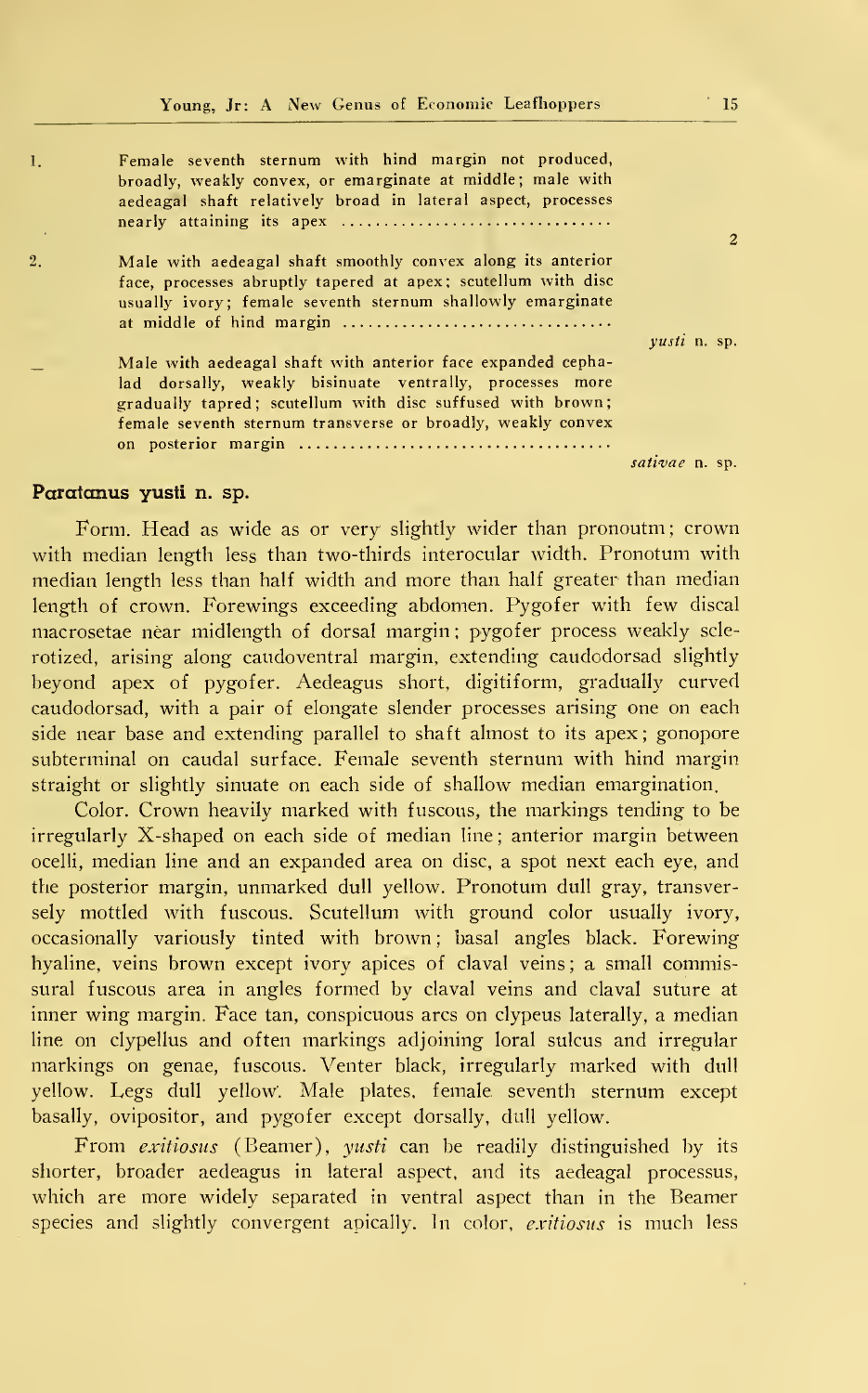1. Female seventh sternum with hind margin not produced, broadly, weakly convex, or emarginate at middle; male with aedeagal shaft relatively broad in lateral aspect, processes nearly attaining its apex ................................ 2

2. Male with aedeagal shaft smoothly convex along its anterior face, processes abruptly tapered at apex; scutellum with disc usually ivory; female seventh sternum shallowly emarginate at middle of hind margin ................................ *yusti* n. sp.

— Male with aedeagal shaft with anterior face expanded cephalad dorsally, weakly bisinuate ventrally, processes more gradually tapred; scutellum with disc suffused with brown; female seventh sternum transverse or broadly, weakly convex on posterior margin ...................................... *sativae* n. sp.

### Paratanus yusti n. sp.

Form. Head as wide as or very slightly wider than pronoutm; crown with median length less than two-thirds interocular width. Pronotum with median length less than half width and more than half greater than median length of crown. Forewings exceeding abdomen. Pygofer with few discal macrosetae near midlength of dorsal margin; pygofer process weakly sclerotized, arising along caudoventral margin, extending caudodorsad slightly beyond apex of pygofer. Aedeagus short, digitiform, gradually curved caudodorsad, with a pair of elongate slender processes arising one on each side near base and extending parallel to shaft almost to its apex; gonopore subterminal on caudal surface. Female seventh sternum with hind margin straight or slightly sinuate on each side of shallow median emargination.

Color. Crown heavily marked with fuscous, the markings tending to be irregularly X-shaped on each side of median line; anterior margin between ocelli, median line and an expanded area on disc, a spot next each eye, and the posterior margin, unmarked dull yellow. Pronotum dull gray, transversely mottled with fuscous. Scutellum with ground color usually ivory, occasionally variously tinted with brown; basal angles black. Forewing hyaline, veins brown except ivory apices of claval veins; a small commissural fuscous area in angles formed by claval veins and claval suture at inner wing margin. Face tan, conspicuous arcs on clypeus laterally, a median line on clypellus and often markings adjoining loral sulcus and irregular markings on genae, fuscous. Venter black, irregularly marked with dull yellow. Legs dull yellow. Male plates, female seventh sternum except basally, ovipositor, and pygofer except dorsally, dull yellow.

From *exitiosus* (Beamer), *yusti* can be readily distinguished by its shorter, broader aedeagus in lateral aspect, and its aedeagal processus, which are more widely separated in ventral aspect than in the Beamer species and slightly convergent apically. In color, *exitiosus* is much less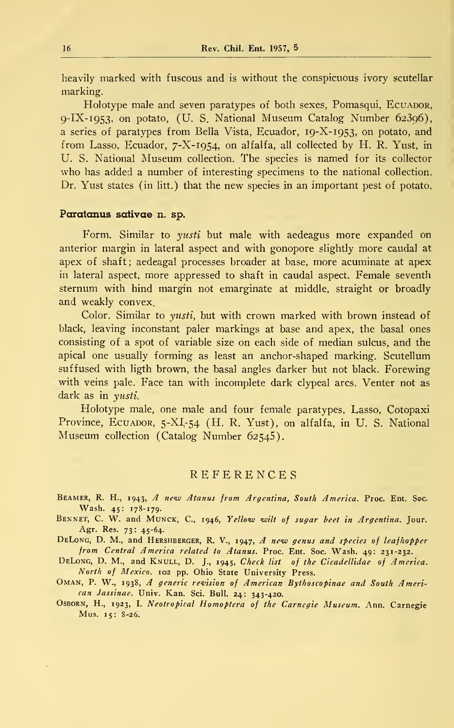heavily marked with fuscous and is without the conspicuous ivory scutellar marking.

Holotype male and seven paratypes of both sexes, Pomasqui, ECUADOR, 9-IX-1953, on potato, (U. S. National Museum Catalog Number 62396), a series of paratypes from Bella Vista, Ecuador, 19-X-1953, on potato, and from Lasso, Ecuador, 7-X-1954, on alfalfa, all collected by H. R. Yust, in U. S. National Museum collection. The species is named for its collector who has added a number of interesting specimens to the national collection. Dr. Yust states (in litt.) that the new species in an important pest of potato.

### Paratanus sativae n. sp.

Form. Similar to *yusti* but male with aedeagus more expanded on anterior margin in lateral aspect and with gonopore slightly more caudal at apex of shaft; aedeagal processes broader at base, more acuminate at apex in lateral aspect, more appressed to shaft in caudal aspect. Female seventh sternum with hind margin not emarginate at middle, straight or broadly and weakly convex.

Color. Similar to *yusti*, but with crown marked with brown instead of black, leaving inconstant paler markings at base and apex, the basal ones consisting of a spot of variable size on each side of median sulcus, and the apical one usually forming as least an anchor-shaped marking. Scutellum suffused with ligth brown, the basal angles darker but not black. Forewing with veins pale. Face tan with incomplete dark clypeal arcs. Venter not as dark as in *yusti*.

Holotype male, one male and four female paratypes, Lasso, Cotopaxi Province, ECUADOR, 5-XI-54 (H. R. Yust), on alfalfa, in U. S. National Museum collection (Catalog Number 62545).

## REFERENCES

BEAMER, R. H., 1943, *A new Atanus from Argentina, South America*. Proc. Ent. Soc. Wash. 45: 178-179.

BENNET, C. W. and MUNCK, C., 1946, *Yellow wilt of sugar beet in Argentina*. Jour. Agr. Res. 73: 45-64.

DELONG, D. M., and HERSHBERGER, R. V., 1947, *A new genus and species of leafhopper from Central America related to Atanus*. Proc. Ent. Soc. Wash. 49: 231-232.

DELONG, D. M., and KNULL, D. J., 1945, *Check list of the Cicadellidae of America. North of Mexico*. 102 pp. Ohio State University Press.

OMAN, P. W., 1938, *A generic revision of American Bythoscopinae and South American Jassinae*. Univ. Kan. Sci. Bull. 24: 343-420.

OSBORN, H., 1923, I. *Neotropical Homoptera of the Carnegie Museum*. Ann. Carnegie Mus. 15: 8-26.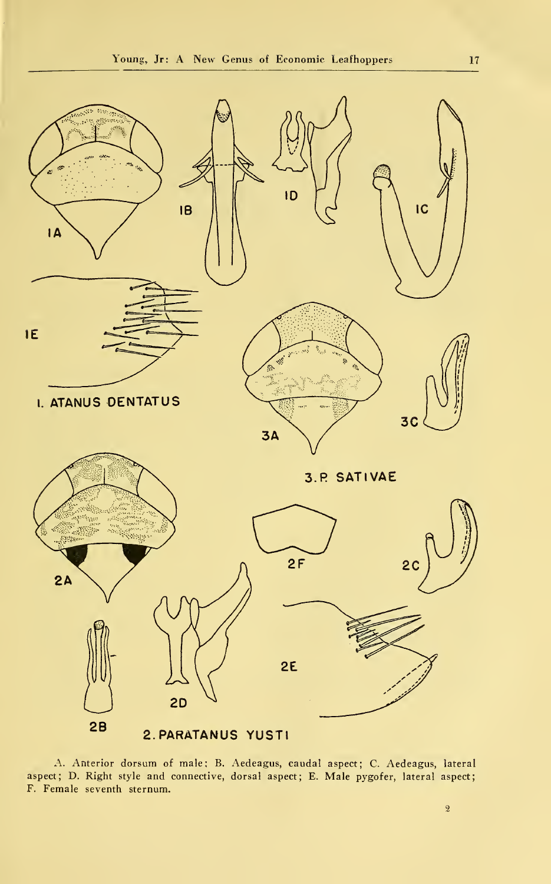1A

1B

1D

1C

1E

I. ATANUS DENTATUS

3A

3C

3. P. SATIVAE

2A

2F

2C

2E

2B

2D

2. PARATANUS YUSTI

A. Anterior dorsum of male; B. Aedeagus, caudal aspect; C. Aedeagus, lateral aspect; D. Right style and connective, dorsal aspect; E. Male pygofer, lateral aspect; F. Female seventh sternum.